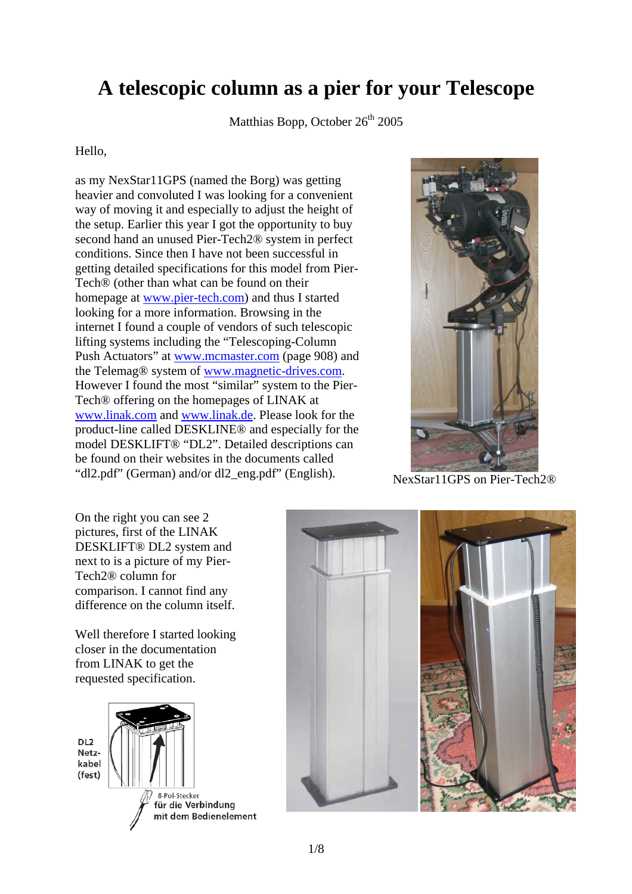# A telescopic column as a pier for your Telescope

Matthias Bopp, October 26th 2005

Hello,

as my NexStar11GPS (named the Borg) was getting heavier and convoluted I was looking for a convenient way of moving it and especially to adjust the height of the setup. Earlier this year I got the opportunity to buy second hand an unused Pier-Tech2® system in perfect conditions. Since then I have not been successful in getting detailed specifications for this model from Pier-Tech® (other than what can be found on their homepage at www.pier-tech.com) and thus I started looking for a more information. Browsing in the internet I found a couple of vendors of such telescopic lifting systems including the "Telescoping-Column Push Actuators" at www.mcmaster.com (page 908) and the Telemag® system of www.magnetic-drives.com. However I found the most "similar" system to the Pier-Tech® offering on the homepages of LINAK at www.linak.com and www.linak.de. Please look for the product-line called DESKLINE® and especially for the model DESKLIFT® "DL2". Detailed descriptions can be found on their websites in the documents called "dl2.pdf" (German) and/or dl2_eng.pdf" (English).

NexStar11GPS on Pier-Tech2®

On the right you can see 2 pictures, first of the LINAK DESKLIFT® DL2 system and next to is a picture of my Pier-Tech2® column for comparison. I cannot find any difference on the column itself.

Well therefore I started looking closer in the documentation from LINAK to get the requested specification.

DL2 Netz-kabel (fest)

8-Pol-Stecker für die Verbindung mit dem Bedienelement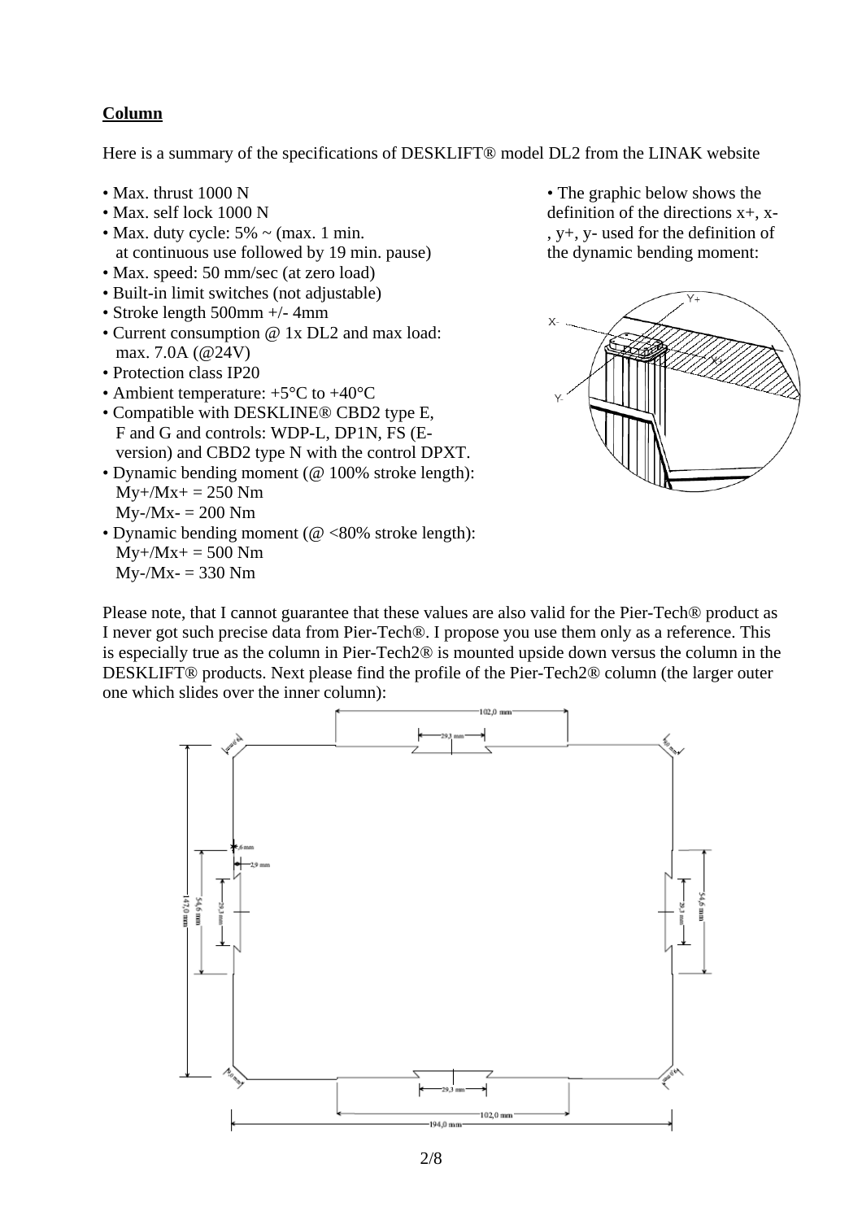**Column**

Here is a summary of the specifications of DESKLIFT® model DL2 from the LINAK website

- Max. thrust 1000 N
- Max. self lock 1000 N
- Max. duty cycle: 5% ~ (max. 1 min. at continuous use followed by 19 min. pause)
- Max. speed: 50 mm/sec (at zero load)
- Built-in limit switches (not adjustable)
- Stroke length 500mm +/- 4mm
- Current consumption @ 1x DL2 and max load: max. 7.0A (@24V)
- Protection class IP20
- Ambient temperature: +5°C to +40°C
- Compatible with DESKLINE® CBD2 type E, F and G and controls: WDP-L, DP1N, FS (E-version) and CBD2 type N with the control DPXT.
- Dynamic bending moment (@ 100% stroke length):
  My+/Mx+ = 250 Nm
  My-/Mx- = 200 Nm
- Dynamic bending moment (@ <80% stroke length):
  My+/Mx+ = 500 Nm
  My-/Mx- = 330 Nm
- The graphic below shows the definition of the directions x+, x-, y+, y- used for the definition of the dynamic bending moment:

Please note, that I cannot guarantee that these values are also valid for the Pier-Tech® product as I never got such precise data from Pier-Tech®. I propose you use them only as a reference. This is especially true as the column in Pier-Tech2® is mounted upside down versus the column in the DESKLIFT® products. Next please find the profile of the Pier-Tech2® column (the larger outer one which slides over the inner column):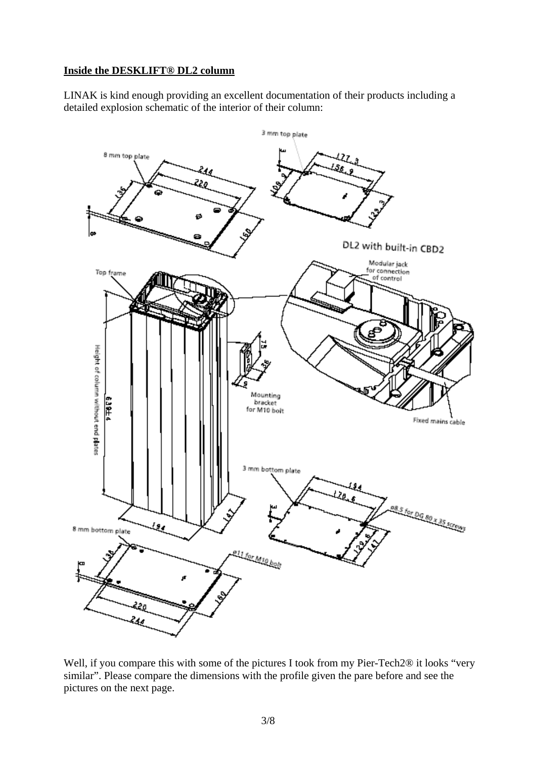**Inside the DESKLIFT® DL2 column**

LINAK is kind enough providing an excellent documentation of their products including a detailed explosion schematic of the interior of their column:

Well, if you compare this with some of the pictures I took from my Pier-Tech2® it looks "very similar". Please compare the dimensions with the profile given the pare before and see the pictures on the next page.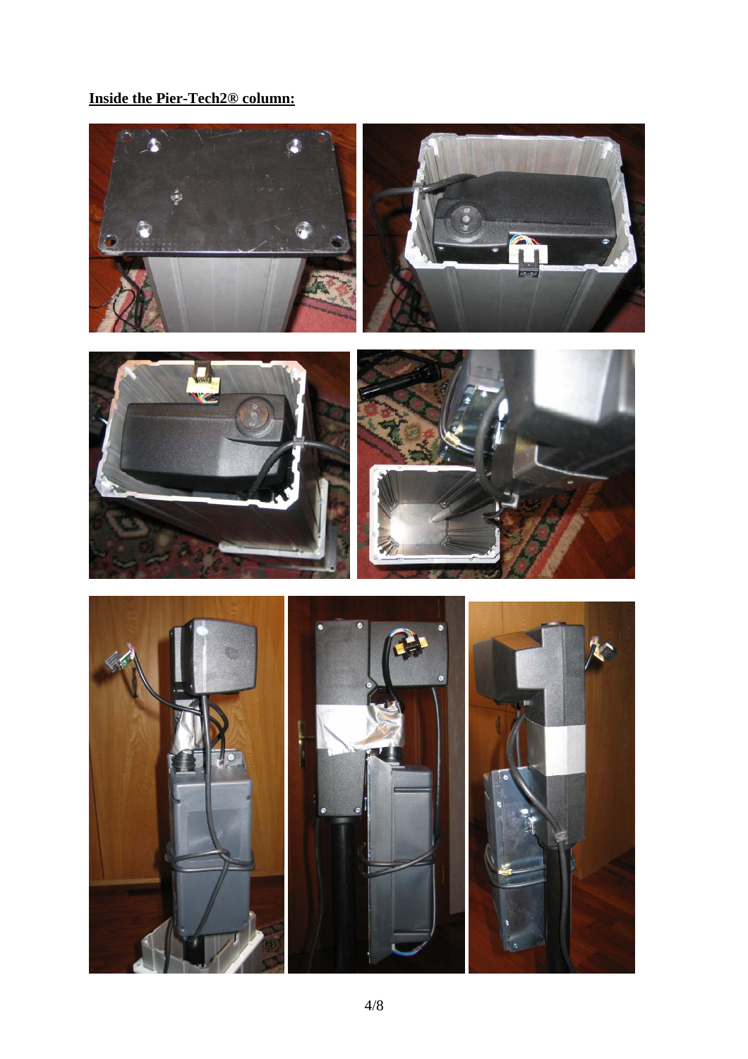**Inside the Pier-Tech2® column:**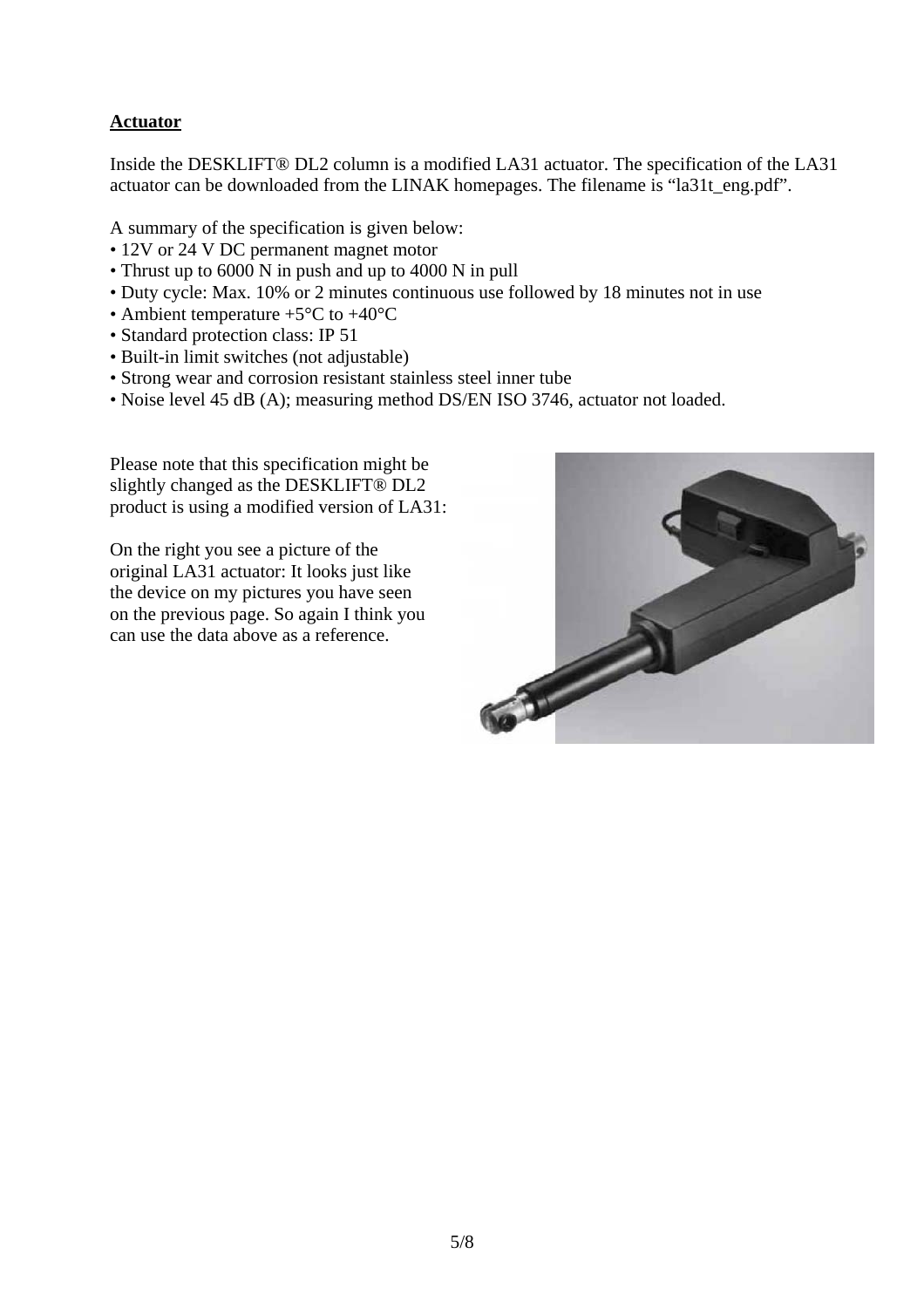**Actuator**

Inside the DESKLIFT® DL2 column is a modified LA31 actuator. The specification of the LA31 actuator can be downloaded from the LINAK homepages. The filename is "la31t_eng.pdf".

A summary of the specification is given below:

- 12V or 24 V DC permanent magnet motor
- Thrust up to 6000 N in push and up to 4000 N in pull
- Duty cycle: Max. 10% or 2 minutes continuous use followed by 18 minutes not in use
- Ambient temperature +5°C to +40°C
- Standard protection class: IP 51
- Built-in limit switches (not adjustable)
- Strong wear and corrosion resistant stainless steel inner tube
- Noise level 45 dB (A); measuring method DS/EN ISO 3746, actuator not loaded.

Please note that this specification might be slightly changed as the DESKLIFT® DL2 product is using a modified version of LA31:

On the right you see a picture of the original LA31 actuator: It looks just like the device on my pictures you have seen on the previous page. So again I think you can use the data above as a reference.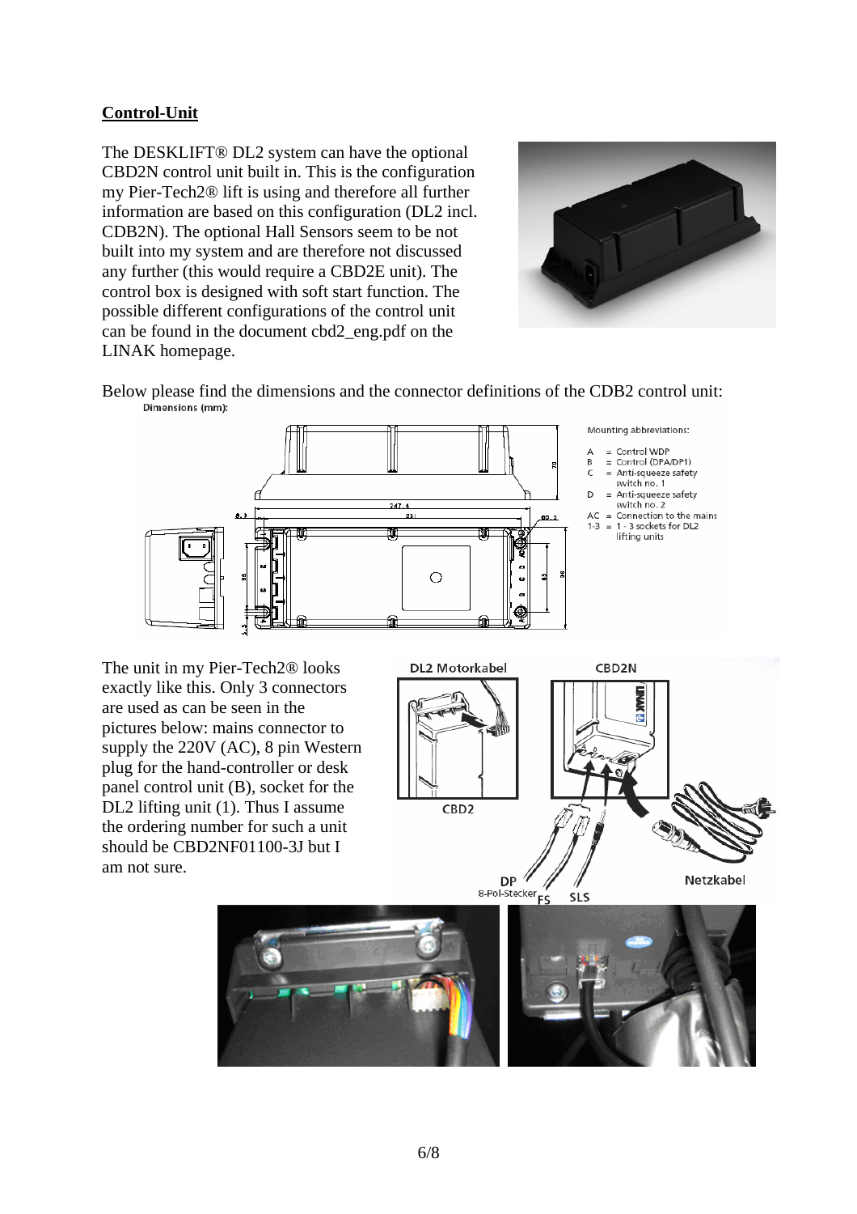**Control-Unit**

The DESKLIFT® DL2 system can have the optional CBD2N control unit built in. This is the configuration my Pier-Tech2® lift is using and therefore all further information are based on this configuration (DL2 incl. CDB2N). The optional Hall Sensors seem to be not built into my system and are therefore not discussed any further (this would require a CBD2E unit). The control box is designed with soft start function. The possible different configurations of the control unit can be found in the document cbd2_eng.pdf on the LINAK homepage.

Below please find the dimensions and the connector definitions of the CDB2 control unit:

Dimensions (mm):

Mounting abbreviations:

- A = Control WDP
- B = Control (DPA/DP1)
- C = Anti-squeeze safety switch no. 1
- D = Anti-squeeze safety switch no. 2
- AC = Connection to the mains
- 1-3 = 1 - 3 sockets for DL2 lifting units

The unit in my Pier-Tech2® looks exactly like this. Only 3 connectors are used as can be seen in the pictures below: mains connector to supply the 220V (AC), 8 pin Western plug for the hand-controller or desk panel control unit (B), socket for the DL2 lifting unit (1). Thus I assume the ordering number for such a unit should be CBD2NF01100-3J but I am not sure.

DL2 Motorkabel — CBD2 — CBD2N — DP 8-Pol-Stecker — FS — SLS — Netzkabel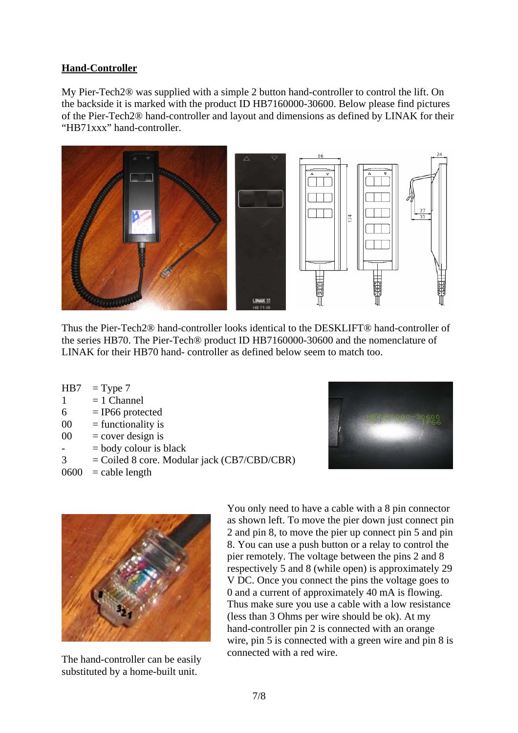## Hand-Controller

My Pier-Tech2® was supplied with a simple 2 button hand-controller to control the lift. On the backside it is marked with the product ID HB7160000-30600. Below please find pictures of the Pier-Tech2® hand-controller and layout and dimensions as defined by LINAK for their “HB71xxx” hand-controller.

Thus the Pier-Tech2® hand-controller looks identical to the DESKLIFT® hand-controller of the series HB70. The Pier-Tech® product ID HB7160000-30600 and the nomenclature of LINAK for their HB70 hand- controller as defined below seem to match too.

| | |
|---|---|
| HB7 | = Type 7 |
| 1 | = 1 Channel |
| 6 | = IP66 protected |
| 00 | = functionality is |
| 00 | = cover design is |
| - | = body colour is black |
| 3 | = Coiled 8 core. Modular jack (CB7/CBD/CBR) |
| 0600 | = cable length |

You only need to have a cable with a 8 pin connector as shown left. To move the pier down just connect pin 2 and pin 8, to move the pier up connect pin 5 and pin 8. You can use a push button or a relay to control the pier remotely. The voltage between the pins 2 and 8 respectively 5 and 8 (while open) is approximately 29 V DC. Once you connect the pins the voltage goes to 0 and a current of approximately 40 mA is flowing. Thus make sure you use a cable with a low resistance (less than 3 Ohms per wire should be ok). At my hand-controller pin 2 is connected with an orange wire, pin 5 is connected with a green wire and pin 8 is connected with a red wire.

The hand-controller can be easily substituted by a home-built unit.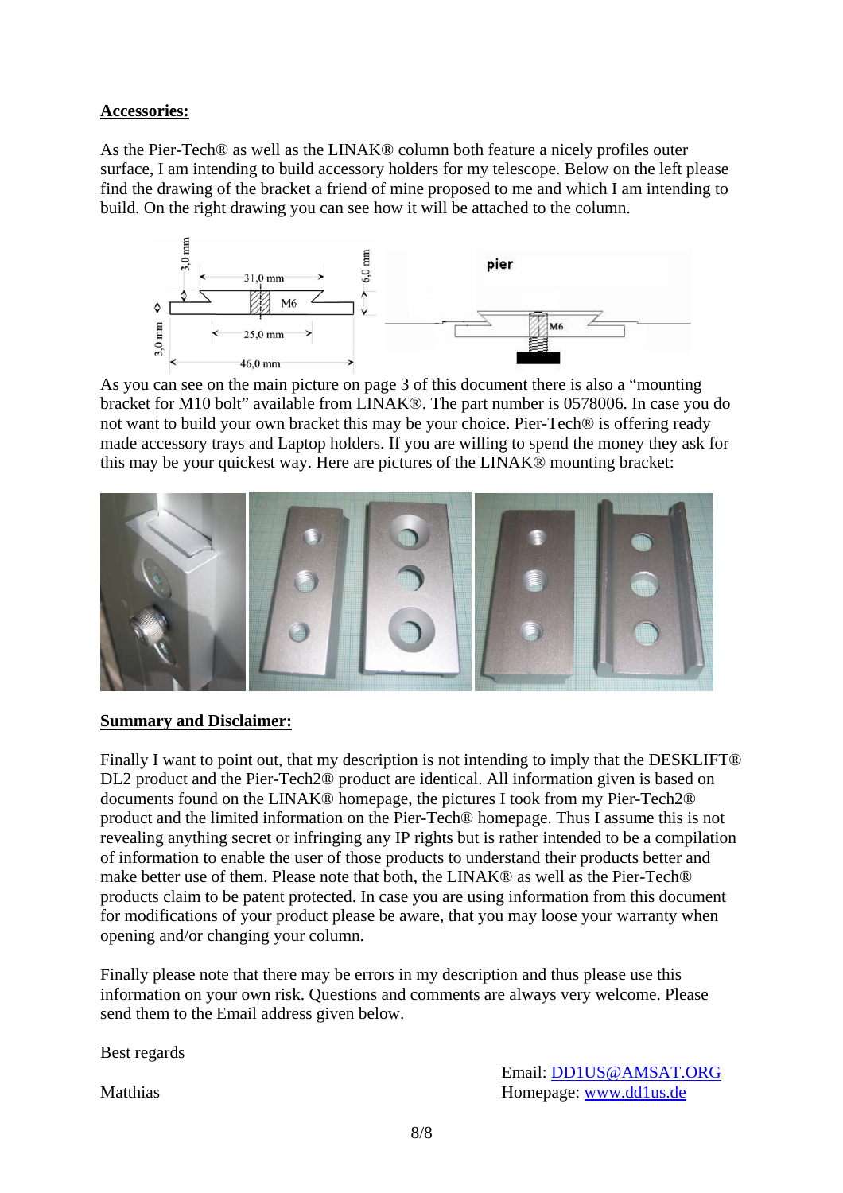**Accessories:**

As the Pier-Tech® as well as the LINAK® column both feature a nicely profiles outer surface, I am intending to build accessory holders for my telescope. Below on the left please find the drawing of the bracket a friend of mine proposed to me and which I am intending to build. On the right drawing you can see how it will be attached to the column.

3,0 mm
31,0 mm
6,0 mm
M6
3,0 mm
25,0 mm
46,0 mm
pier
M6

As you can see on the main picture on page 3 of this document there is also a "mounting bracket for M10 bolt" available from LINAK®. The part number is 0578006. In case you do not want to build your own bracket this may be your choice. Pier-Tech® is offering ready made accessory trays and Laptop holders. If you are willing to spend the money they ask for this may be your quickest way. Here are pictures of the LINAK® mounting bracket:

**Summary and Disclaimer:**

Finally I want to point out, that my description is not intending to imply that the DESKLIFT® DL2 product and the Pier-Tech2® product are identical. All information given is based on documents found on the LINAK® homepage, the pictures I took from my Pier-Tech2® product and the limited information on the Pier-Tech® homepage. Thus I assume this is not revealing anything secret or infringing any IP rights but is rather intended to be a compilation of information to enable the user of those products to understand their products better and make better use of them. Please note that both, the LINAK® as well as the Pier-Tech® products claim to be patent protected. In case you are using information from this document for modifications of your product please be aware, that you may loose your warranty when opening and/or changing your column.

Finally please note that there may be errors in my description and thus please use this information on your own risk. Questions and comments are always very welcome. Please send them to the Email address given below.

Best regards

Matthias

Email: DD1US@AMSAT.ORG
Homepage: www.dd1us.de